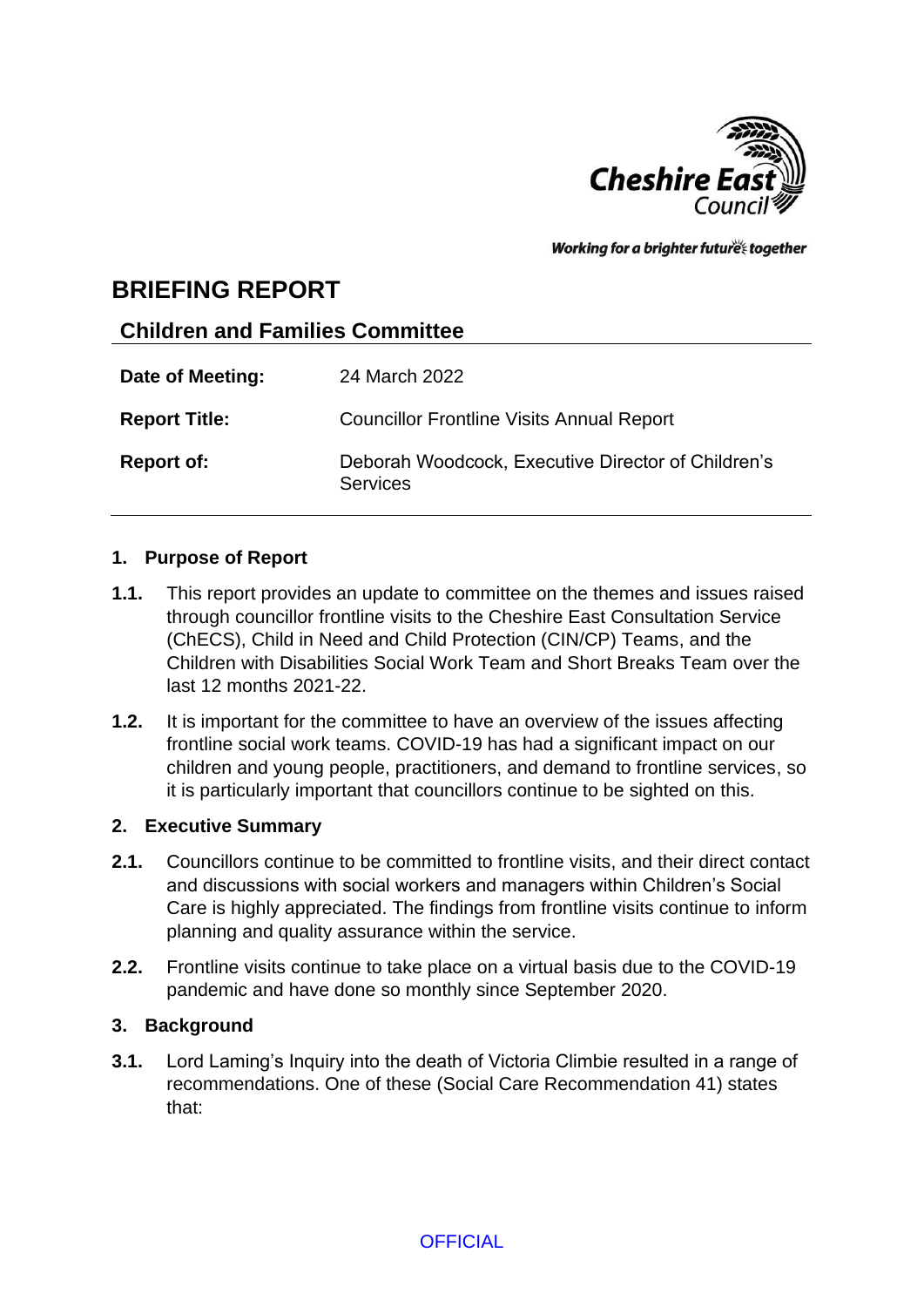Cheshire East Council

Working for a brighter future together

# BRIEFING REPORT

## Children and Families Committee

| | |
|---|---|
| **Date of Meeting:** | 24 March 2022 |
| **Report Title:** | Councillor Frontline Visits Annual Report |
| **Report of:** | Deborah Woodcock, Executive Director of Children's Services |

### 1. Purpose of Report

**1.1.** This report provides an update to committee on the themes and issues raised through councillor frontline visits to the Cheshire East Consultation Service (ChECS), Child in Need and Child Protection (CIN/CP) Teams, and the Children with Disabilities Social Work Team and Short Breaks Team over the last 12 months 2021-22.

**1.2.** It is important for the committee to have an overview of the issues affecting frontline social work teams. COVID-19 has had a significant impact on our children and young people, practitioners, and demand to frontline services, so it is particularly important that councillors continue to be sighted on this.

### 2. Executive Summary

**2.1.** Councillors continue to be committed to frontline visits, and their direct contact and discussions with social workers and managers within Children's Social Care is highly appreciated. The findings from frontline visits continue to inform planning and quality assurance within the service.

**2.2.** Frontline visits continue to take place on a virtual basis due to the COVID-19 pandemic and have done so monthly since September 2020.

### 3. Background

**3.1.** Lord Laming's Inquiry into the death of Victoria Climbie resulted in a range of recommendations. One of these (Social Care Recommendation 41) states that:

OFFICIAL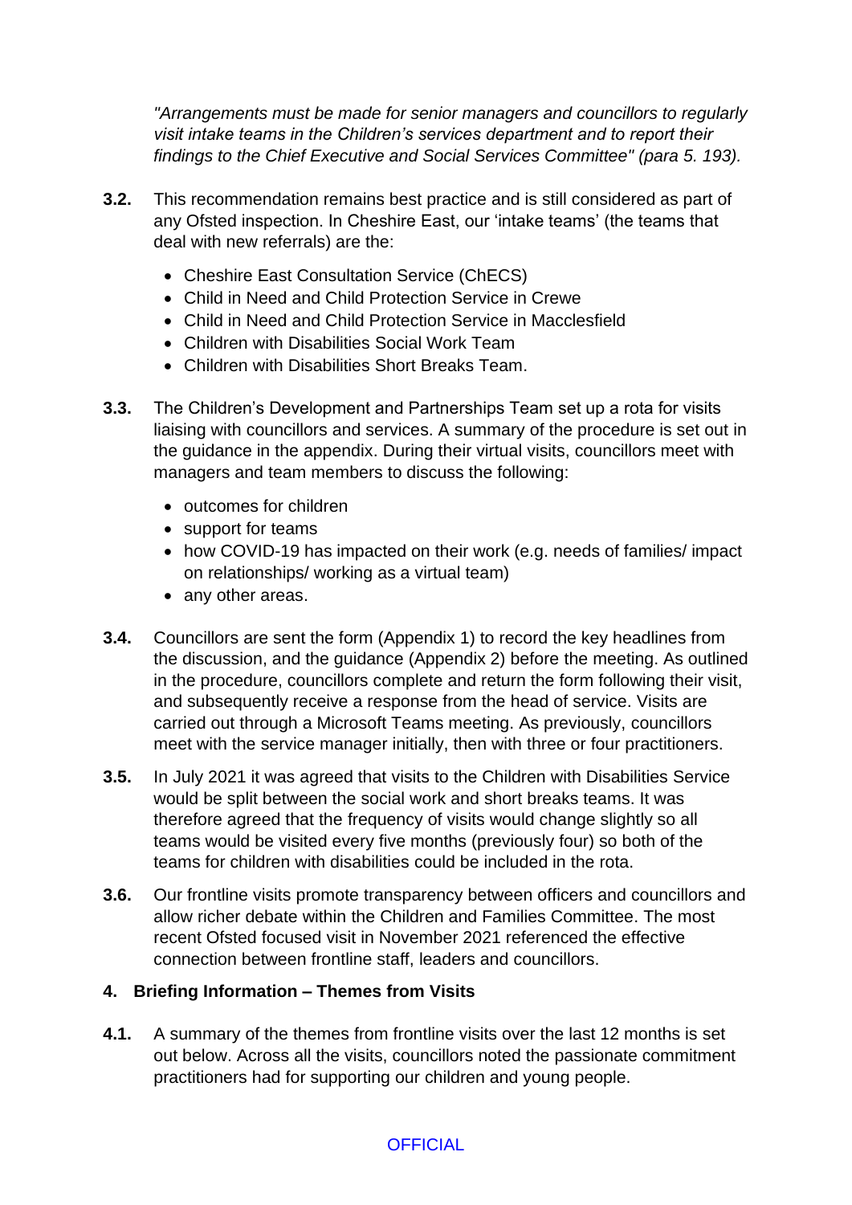*"Arrangements must be made for senior managers and councillors to regularly visit intake teams in the Children's services department and to report their findings to the Chief Executive and Social Services Committee" (para 5. 193).*

**3.2.** This recommendation remains best practice and is still considered as part of any Ofsted inspection. In Cheshire East, our 'intake teams' (the teams that deal with new referrals) are the:

- Cheshire East Consultation Service (ChECS)
- Child in Need and Child Protection Service in Crewe
- Child in Need and Child Protection Service in Macclesfield
- Children with Disabilities Social Work Team
- Children with Disabilities Short Breaks Team.

**3.3.** The Children's Development and Partnerships Team set up a rota for visits liaising with councillors and services. A summary of the procedure is set out in the guidance in the appendix. During their virtual visits, councillors meet with managers and team members to discuss the following:

- outcomes for children
- support for teams
- how COVID-19 has impacted on their work (e.g. needs of families/ impact on relationships/ working as a virtual team)
- any other areas.

**3.4.** Councillors are sent the form (Appendix 1) to record the key headlines from the discussion, and the guidance (Appendix 2) before the meeting. As outlined in the procedure, councillors complete and return the form following their visit, and subsequently receive a response from the head of service. Visits are carried out through a Microsoft Teams meeting. As previously, councillors meet with the service manager initially, then with three or four practitioners.

**3.5.** In July 2021 it was agreed that visits to the Children with Disabilities Service would be split between the social work and short breaks teams. It was therefore agreed that the frequency of visits would change slightly so all teams would be visited every five months (previously four) so both of the teams for children with disabilities could be included in the rota.

**3.6.** Our frontline visits promote transparency between officers and councillors and allow richer debate within the Children and Families Committee. The most recent Ofsted focused visit in November 2021 referenced the effective connection between frontline staff, leaders and councillors.

## 4. Briefing Information – Themes from Visits

**4.1.** A summary of the themes from frontline visits over the last 12 months is set out below. Across all the visits, councillors noted the passionate commitment practitioners had for supporting our children and young people.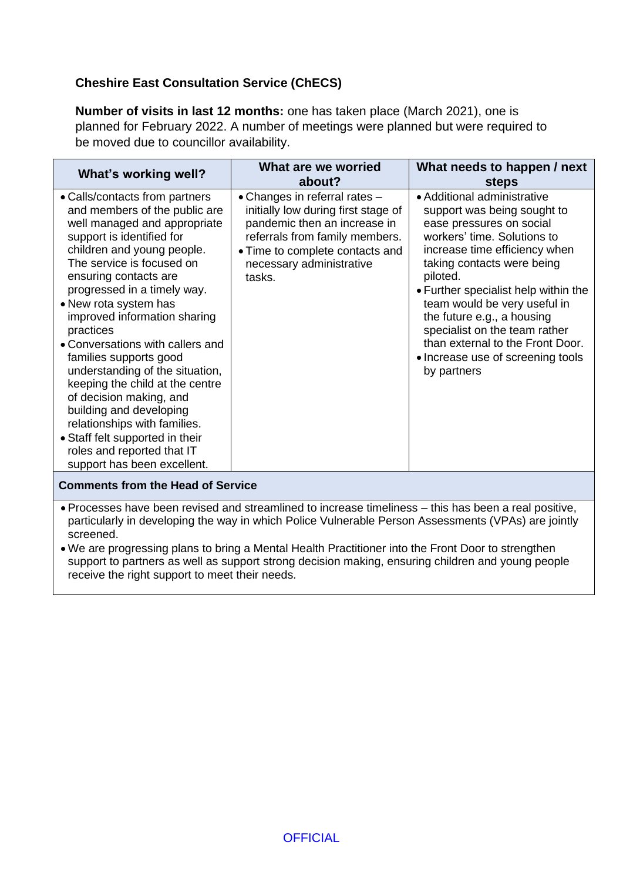**Cheshire East Consultation Service (ChECS)**

**Number of visits in last 12 months:** one has taken place (March 2021), one is planned for February 2022. A number of meetings were planned but were required to be moved due to councillor availability.

| What's working well? | What are we worried about? | What needs to happen / next steps |
|---|---|---|
| • Calls/contacts from partners and members of the public are well managed and appropriate support is identified for children and young people. The service is focused on ensuring contacts are progressed in a timely way.<br>• New rota system has improved information sharing practices<br>• Conversations with callers and families supports good understanding of the situation, keeping the child at the centre of decision making, and building and developing relationships with families.<br>• Staff felt supported in their roles and reported that IT support has been excellent. | • Changes in referral rates – initially low during first stage of pandemic then an increase in referrals from family members.<br>• Time to complete contacts and necessary administrative tasks. | • Additional administrative support was being sought to ease pressures on social workers' time. Solutions to increase time efficiency when taking contacts were being piloted.<br>• Further specialist help within the team would be very useful in the future e.g., a housing specialist on the team rather than external to the Front Door.<br>• Increase use of screening tools by partners |

**Comments from the Head of Service**

- Processes have been revised and streamlined to increase timeliness – this has been a real positive, particularly in developing the way in which Police Vulnerable Person Assessments (VPAs) are jointly screened.
- We are progressing plans to bring a Mental Health Practitioner into the Front Door to strengthen support to partners as well as support strong decision making, ensuring children and young people receive the right support to meet their needs.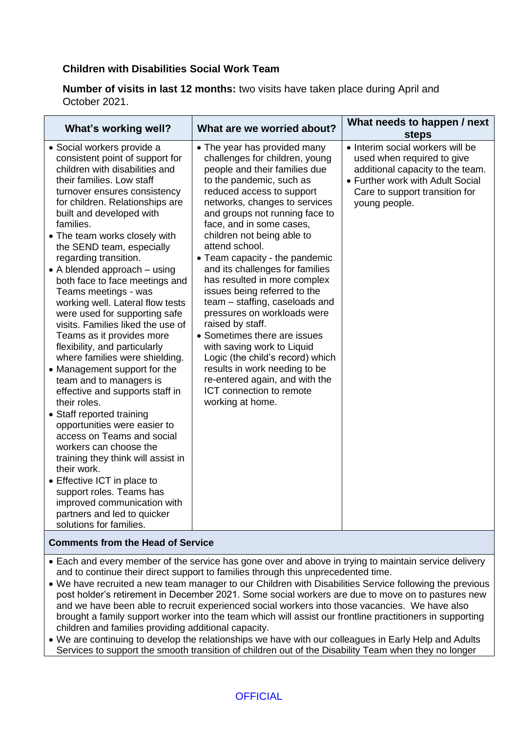### Children with Disabilities Social Work Team

**Number of visits in last 12 months:** two visits have taken place during April and October 2021.

| What's working well? | What are we worried about? | What needs to happen / next steps |
|---|---|---|
| • Social workers provide a consistent point of support for children with disabilities and their families. Low staff turnover ensures consistency for children. Relationships are built and developed with families.<br>• The team works closely with the SEND team, especially regarding transition.<br>• A blended approach – using both face to face meetings and Teams meetings - was working well. Lateral flow tests were used for supporting safe visits. Families liked the use of Teams as it provides more flexibility, and particularly where families were shielding.<br>• Management support for the team and to managers is effective and supports staff in their roles.<br>• Staff reported training opportunities were easier to access on Teams and social workers can choose the training they think will assist in their work.<br>• Effective ICT in place to support roles. Teams has improved communication with partners and led to quicker solutions for families. | • The year has provided many challenges for children, young people and their families due to the pandemic, such as reduced access to support networks, changes to services and groups not running face to face, and in some cases, children not being able to attend school.<br>• Team capacity - the pandemic and its challenges for families has resulted in more complex issues being referred to the team – staffing, caseloads and pressures on workloads were raised by staff.<br>• Sometimes there are issues with saving work to Liquid Logic (the child's record) which results in work needing to be re-entered again, and with the ICT connection to remote working at home. | • Interim social workers will be used when required to give additional capacity to the team.<br>• Further work with Adult Social Care to support transition for young people. |

**Comments from the Head of Service**

- Each and every member of the service has gone over and above in trying to maintain service delivery and to continue their direct support to families through this unprecedented time.
- We have recruited a new team manager to our Children with Disabilities Service following the previous post holder's retirement in December 2021. Some social workers are due to move on to pastures new and we have been able to recruit experienced social workers into those vacancies. We have also brought a family support worker into the team which will assist our frontline practitioners in supporting children and families providing additional capacity.
- We are continuing to develop the relationships we have with our colleagues in Early Help and Adults Services to support the smooth transition of children out of the Disability Team when they no longer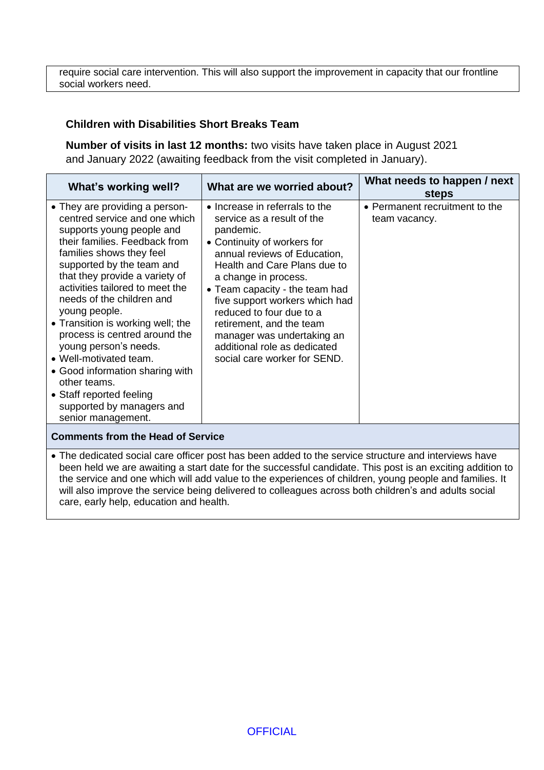require social care intervention. This will also support the improvement in capacity that our frontline social workers need.

### Children with Disabilities Short Breaks Team

**Number of visits in last 12 months:** two visits have taken place in August 2021 and January 2022 (awaiting feedback from the visit completed in January).

| What's working well? | What are we worried about? | What needs to happen / next steps |
|---|---|---|
| • They are providing a person-centred service and one which supports young people and their families. Feedback from families shows they feel supported by the team and that they provide a variety of activities tailored to meet the needs of the children and young people.<br>• Transition is working well; the process is centred around the young person's needs.<br>• Well-motivated team.<br>• Good information sharing with other teams.<br>• Staff reported feeling supported by managers and senior management. | • Increase in referrals to the service as a result of the pandemic.<br>• Continuity of workers for annual reviews of Education, Health and Care Plans due to a change in process.<br>• Team capacity - the team had five support workers which had reduced to four due to a retirement, and the team manager was undertaking an additional role as dedicated social care worker for SEND. | • Permanent recruitment to the team vacancy. |
| **Comments from the Head of Service** | | |
| • The dedicated social care officer post has been added to the service structure and interviews have been held we are awaiting a start date for the successful candidate. This post is an exciting addition to the service and one which will add value to the experiences of children, young people and families. It will also improve the service being delivered to colleagues across both children's and adults social care, early help, education and health. | | |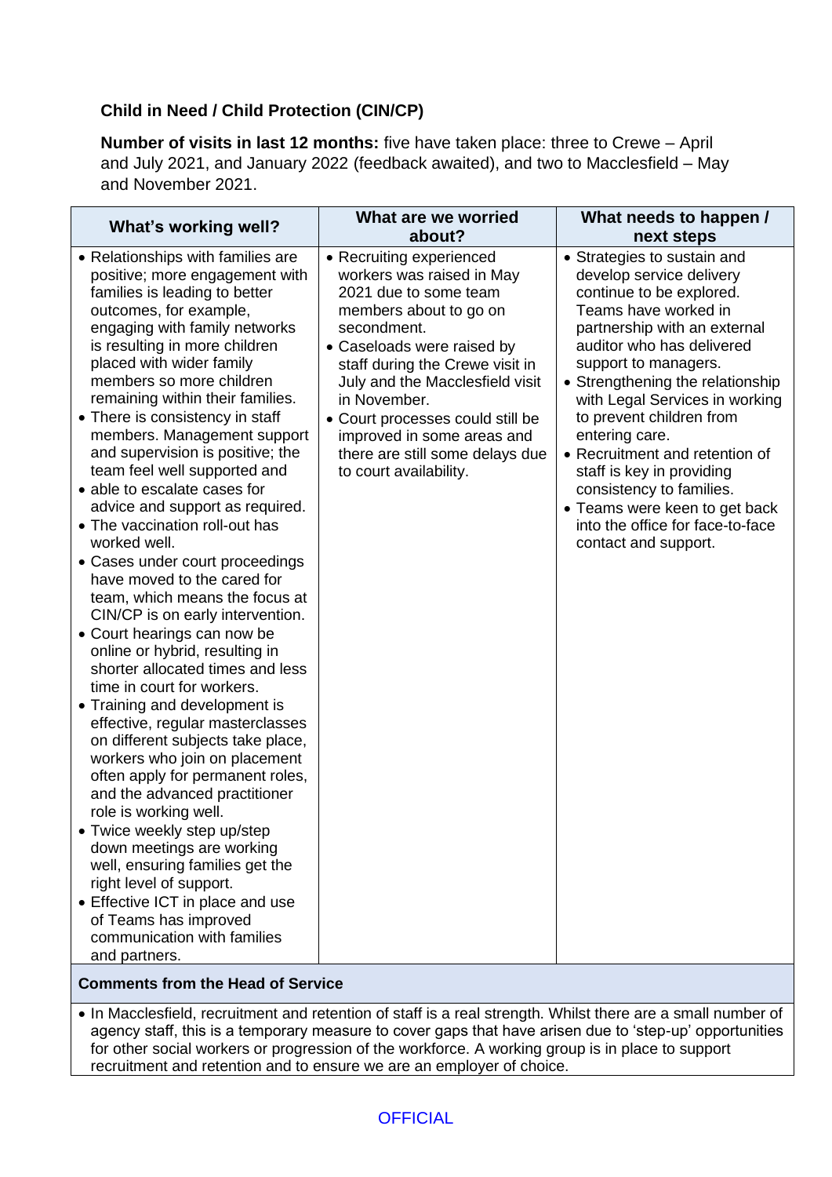### Child in Need / Child Protection (CIN/CP)

**Number of visits in last 12 months:** five have taken place: three to Crewe – April and July 2021, and January 2022 (feedback awaited), and two to Macclesfield – May and November 2021.

| What's working well? | What are we worried about? | What needs to happen / next steps |
|---|---|---|
| • Relationships with families are positive; more engagement with families is leading to better outcomes, for example, engaging with family networks is resulting in more children placed with wider family members so more children remaining within their families.<br>• There is consistency in staff members. Management support and supervision is positive; the team feel well supported and<br>• able to escalate cases for advice and support as required.<br>• The vaccination roll-out has worked well.<br>• Cases under court proceedings have moved to the cared for team, which means the focus at CIN/CP is on early intervention.<br>• Court hearings can now be online or hybrid, resulting in shorter allocated times and less time in court for workers.<br>• Training and development is effective, regular masterclasses on different subjects take place, workers who join on placement often apply for permanent roles, and the advanced practitioner role is working well.<br>• Twice weekly step up/step down meetings are working well, ensuring families get the right level of support.<br>• Effective ICT in place and use of Teams has improved communication with families and partners. | • Recruiting experienced workers was raised in May 2021 due to some team members about to go on secondment.<br>• Caseloads were raised by staff during the Crewe visit in July and the Macclesfield visit in November.<br>• Court processes could still be improved in some areas and there are still some delays due to court availability. | • Strategies to sustain and develop service delivery continue to be explored. Teams have worked in partnership with an external auditor who has delivered support to managers.<br>• Strengthening the relationship with Legal Services in working to prevent children from entering care.<br>• Recruitment and retention of staff is key in providing consistency to families.<br>• Teams were keen to get back into the office for face-to-face contact and support. |

**Comments from the Head of Service**

- In Macclesfield, recruitment and retention of staff is a real strength. Whilst there are a small number of agency staff, this is a temporary measure to cover gaps that have arisen due to 'step-up' opportunities for other social workers or progression of the workforce. A working group is in place to support recruitment and retention and to ensure we are an employer of choice.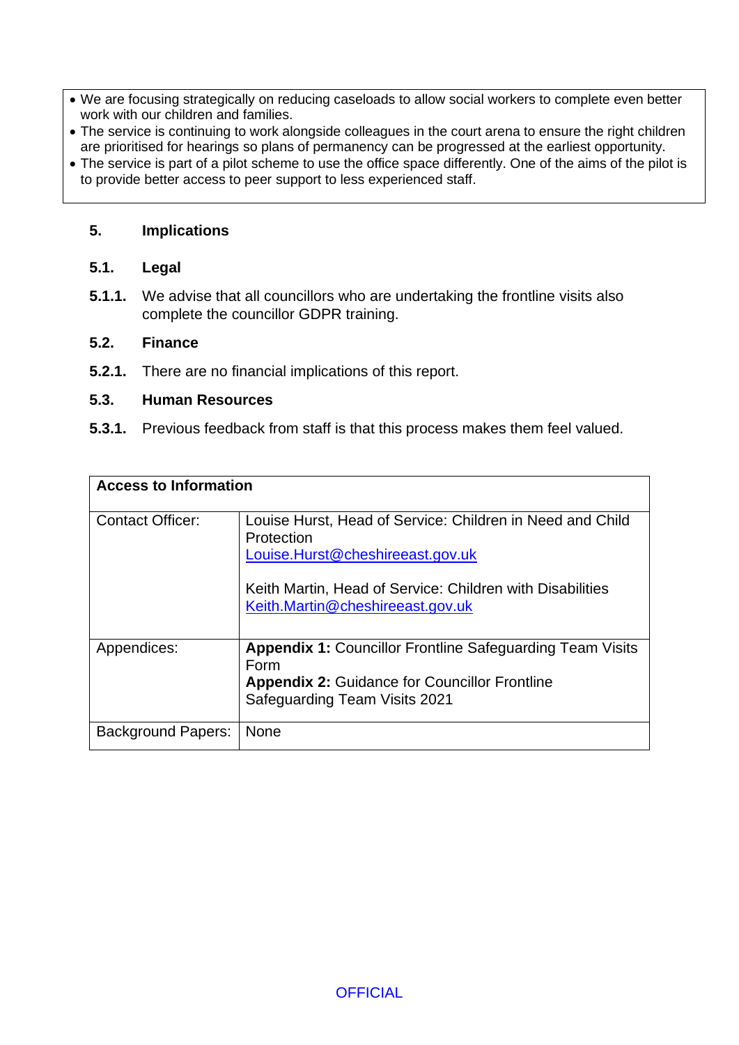- We are focusing strategically on reducing caseloads to allow social workers to complete even better work with our children and families.
- The service is continuing to work alongside colleagues in the court arena to ensure the right children are prioritised for hearings so plans of permanency can be progressed at the earliest opportunity.
- The service is part of a pilot scheme to use the office space differently. One of the aims of the pilot is to provide better access to peer support to less experienced staff.

## 5. Implications

### 5.1. Legal

**5.1.1.** We advise that all councillors who are undertaking the frontline visits also complete the councillor GDPR training.

### 5.2. Finance

**5.2.1.** There are no financial implications of this report.

### 5.3. Human Resources

**5.3.1.** Previous feedback from staff is that this process makes them feel valued.

| **Access to Information** | |
|---|---|
| Contact Officer: | Louise Hurst, Head of Service: Children in Need and Child Protection<br>Louise.Hurst@cheshireeast.gov.uk<br><br>Keith Martin, Head of Service: Children with Disabilities<br>Keith.Martin@cheshireeast.gov.uk |
| Appendices: | **Appendix 1:** Councillor Frontline Safeguarding Team Visits Form<br>**Appendix 2:** Guidance for Councillor Frontline Safeguarding Team Visits 2021 |
| Background Papers: | None |

OFFICIAL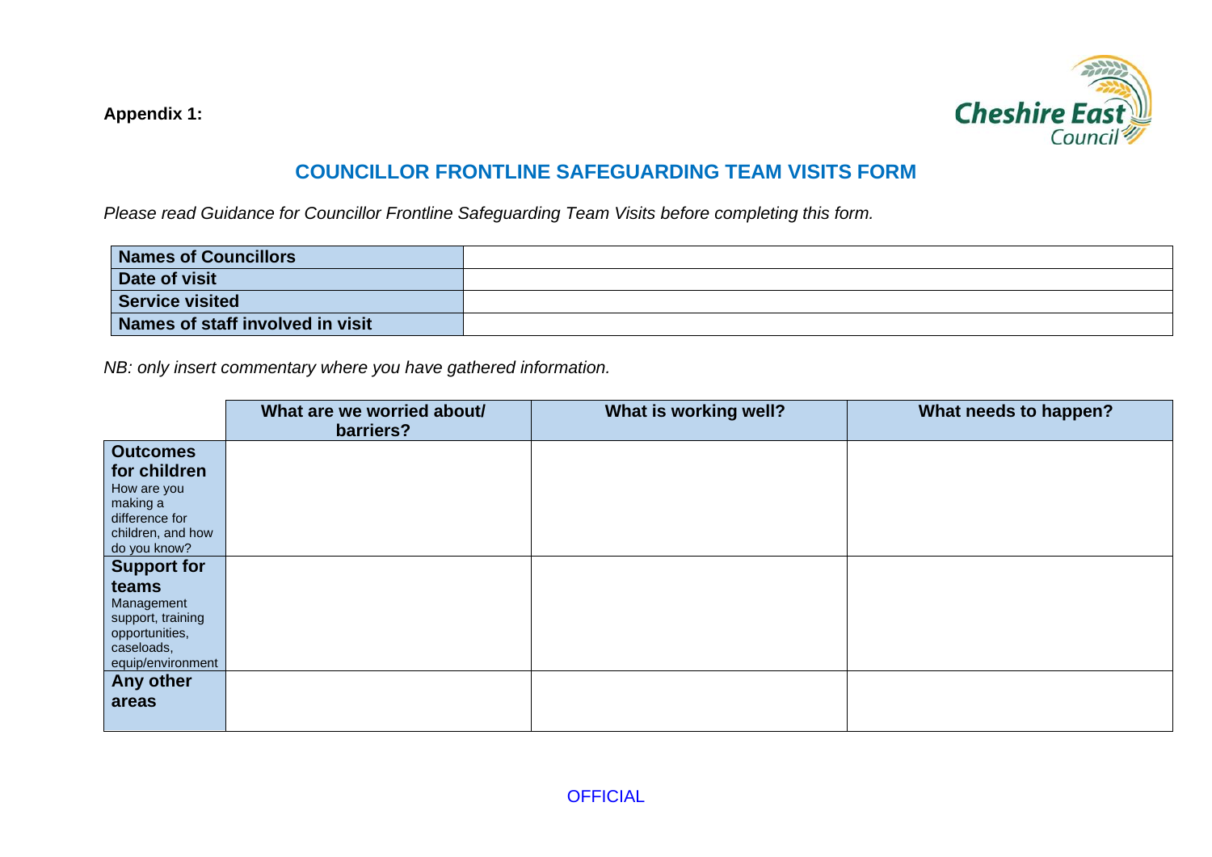**Appendix 1:**

## COUNCILLOR FRONTLINE SAFEGUARDING TEAM VISITS FORM

*Please read Guidance for Councillor Frontline Safeguarding Team Visits before completing this form.*

| **Names of Councillors** | |
|---|---|
| **Date of visit** | |
| **Service visited** | |
| **Names of staff involved in visit** | |

*NB: only insert commentary where you have gathered information.*

| | **What are we worried about/ barriers?** | **What is working well?** | **What needs to happen?** |
|---|---|---|---|
| **Outcomes for children** How are you making a difference for children, and how do you know? | | | |
| **Support for teams** Management support, training opportunities, caseloads, equip/environment | | | |
| **Any other areas** | | | |

OFFICIAL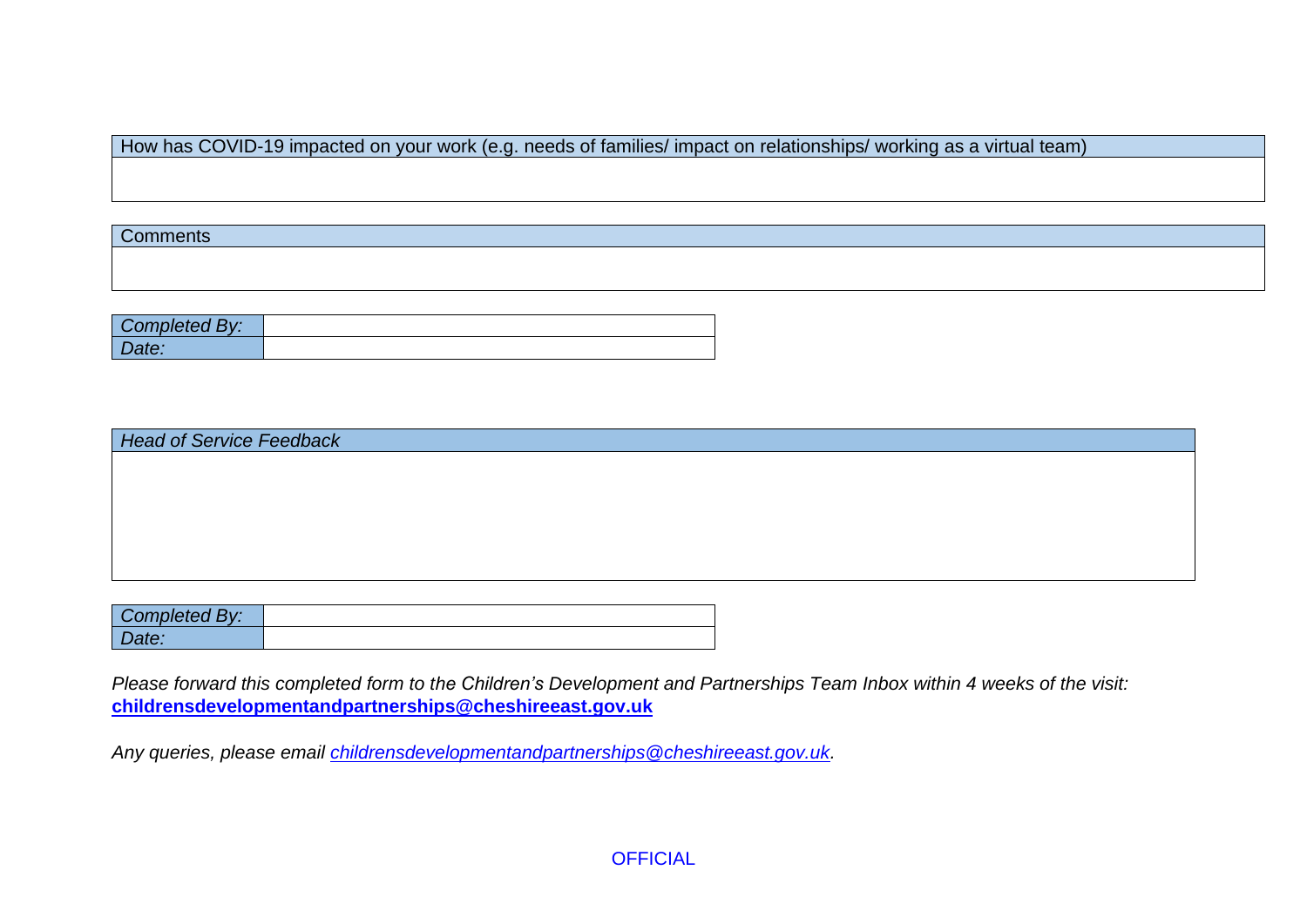| How has COVID-19 impacted on your work (e.g. needs of families/ impact on relationships/ working as a virtual team) |
| --- |
| |

| Comments |
| --- |
| |

| *Completed By:* | |
| --- | --- |
| *Date:* | |

| *Head of Service Feedback* |
| --- |
| |

| *Completed By:* | |
| --- | --- |
| *Date:* | |

*Please forward this completed form to the Children's Development and Partnerships Team Inbox within 4 weeks of the visit:*
**childrensdevelopmentandpartnerships@cheshireeast.gov.uk**

*Any queries, please email childrensdevelopmentandpartnerships@cheshireeast.gov.uk.*

OFFICIAL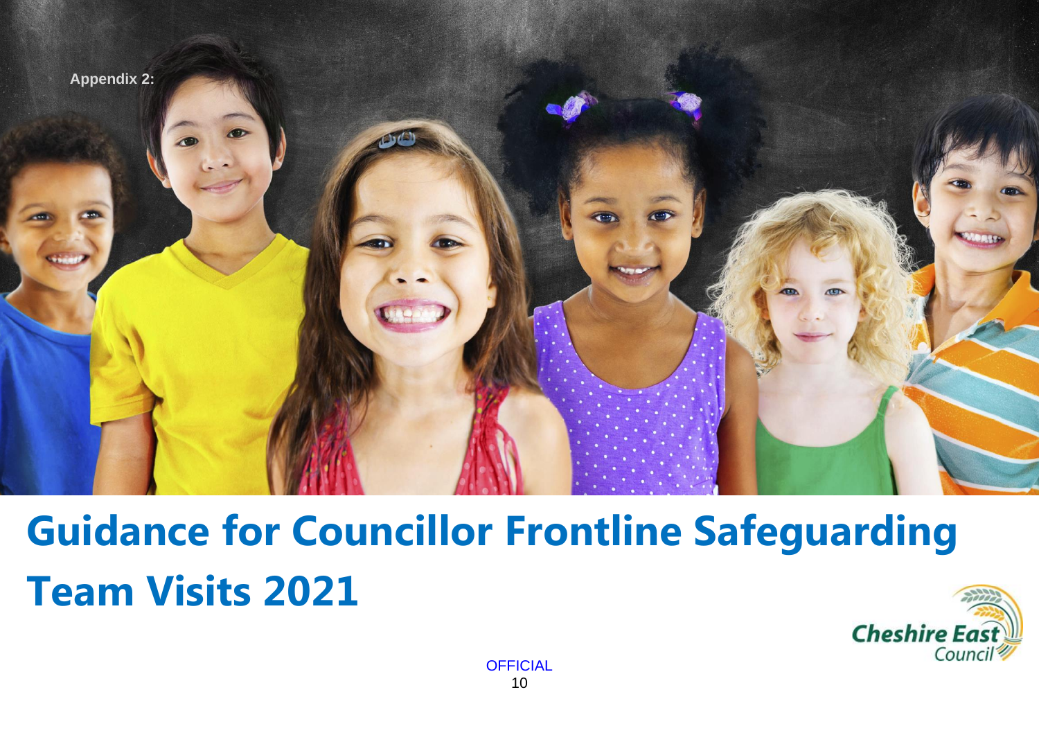Appendix 2:

# Guidance for Councillor Frontline Safeguarding Team Visits 2021

OFFICIAL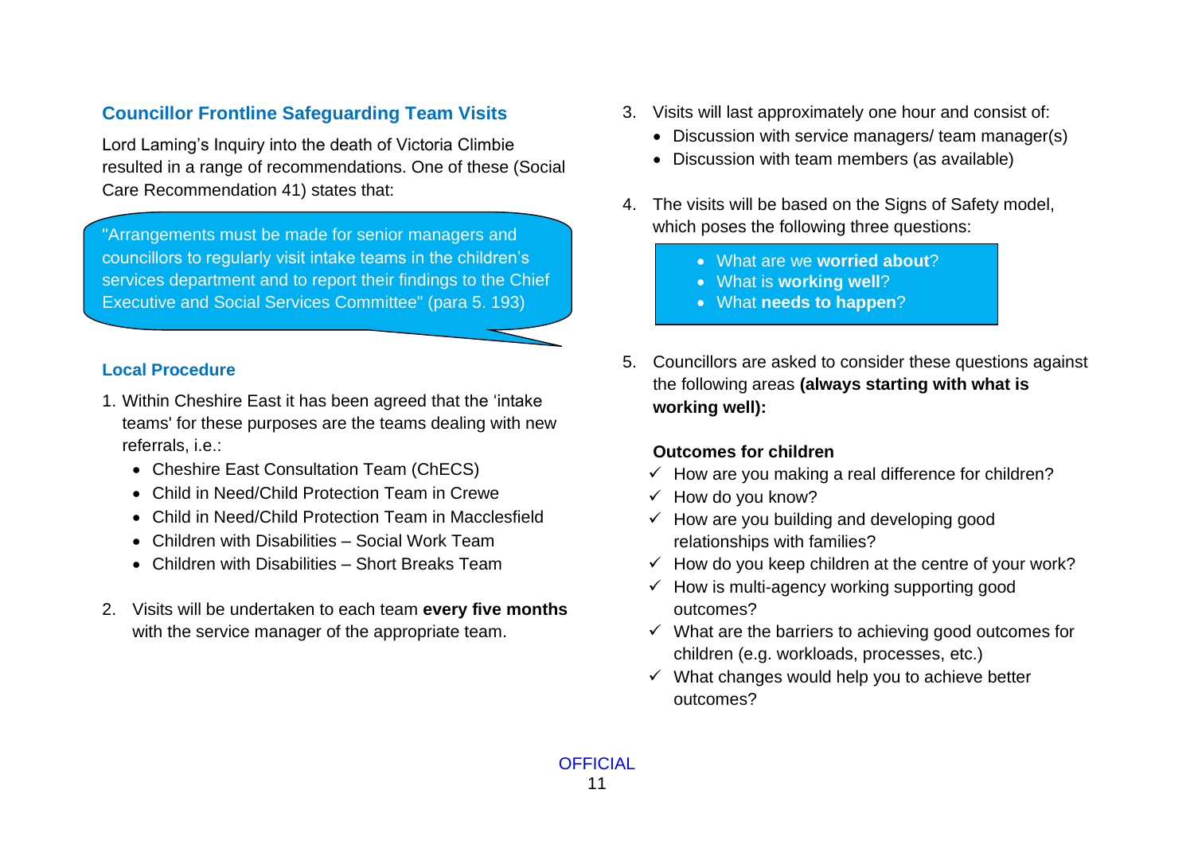## Councillor Frontline Safeguarding Team Visits

Lord Laming's Inquiry into the death of Victoria Climbie resulted in a range of recommendations. One of these (Social Care Recommendation 41) states that:

> "Arrangements must be made for senior managers and councillors to regularly visit intake teams in the children's services department and to report their findings to the Chief Executive and Social Services Committee" (para 5. 193)

### Local Procedure

1. Within Cheshire East it has been agreed that the 'intake teams' for these purposes are the teams dealing with new referrals, i.e.:
   - Cheshire East Consultation Team (ChECS)
   - Child in Need/Child Protection Team in Crewe
   - Child in Need/Child Protection Team in Macclesfield
   - Children with Disabilities – Social Work Team
   - Children with Disabilities – Short Breaks Team

2. Visits will be undertaken to each team **every five months** with the service manager of the appropriate team.

3. Visits will last approximately one hour and consist of:
   - Discussion with service managers/ team manager(s)
   - Discussion with team members (as available)

4. The visits will be based on the Signs of Safety model, which poses the following three questions:
   - What are we **worried about**?
   - What is **working well**?
   - What **needs to happen**?

5. Councillors are asked to consider these questions against the following areas **(always starting with what is working well):**

   **Outcomes for children**

   - ✓ How are you making a real difference for children?
   - ✓ How do you know?
   - ✓ How are you building and developing good relationships with families?
   - ✓ How do you keep children at the centre of your work?
   - ✓ How is multi-agency working supporting good outcomes?
   - ✓ What are the barriers to achieving good outcomes for children (e.g. workloads, processes, etc.)
   - ✓ What changes would help you to achieve better outcomes?

OFFICIAL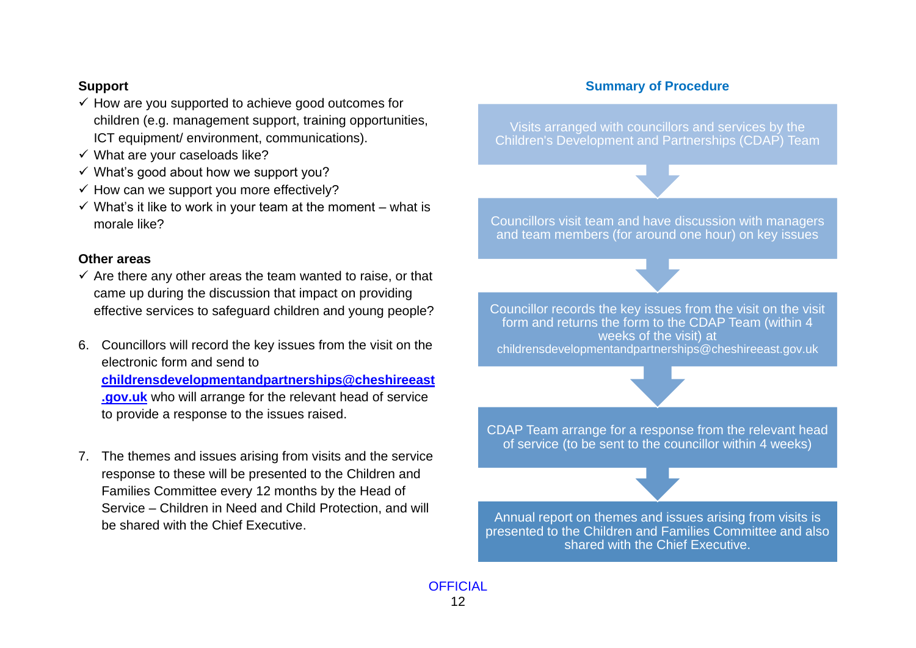**Support**

- ✓ How are you supported to achieve good outcomes for children (e.g. management support, training opportunities, ICT equipment/ environment, communications).
- ✓ What are your caseloads like?
- ✓ What's good about how we support you?
- ✓ How can we support you more effectively?
- ✓ What's it like to work in your team at the moment – what is morale like?

**Other areas**

- ✓ Are there any other areas the team wanted to raise, or that came up during the discussion that impact on providing effective services to safeguard children and young people?

6. Councillors will record the key issues from the visit on the electronic form and send to **childrensdevelopmentandpartnerships@cheshireeast.gov.uk** who will arrange for the relevant head of service to provide a response to the issues raised.

7. The themes and issues arising from visits and the service response to these will be presented to the Children and Families Committee every 12 months by the Head of Service – Children in Need and Child Protection, and will be shared with the Chief Executive.

## Summary of Procedure

Visits arranged with councillors and services by the Children's Development and Partnerships (CDAP) Team

↓

Councillors visit team and have discussion with managers and team members (for around one hour) on key issues

↓

Councillor records the key issues from the visit on the visit form and returns the form to the CDAP Team (within 4 weeks of the visit) at childrensdevelopmentandpartnerships@cheshireeast.gov.uk

↓

CDAP Team arrange for a response from the relevant head of service (to be sent to the councillor within 4 weeks)

↓

Annual report on themes and issues arising from visits is presented to the Children and Families Committee and also shared with the Chief Executive.

OFFICIAL